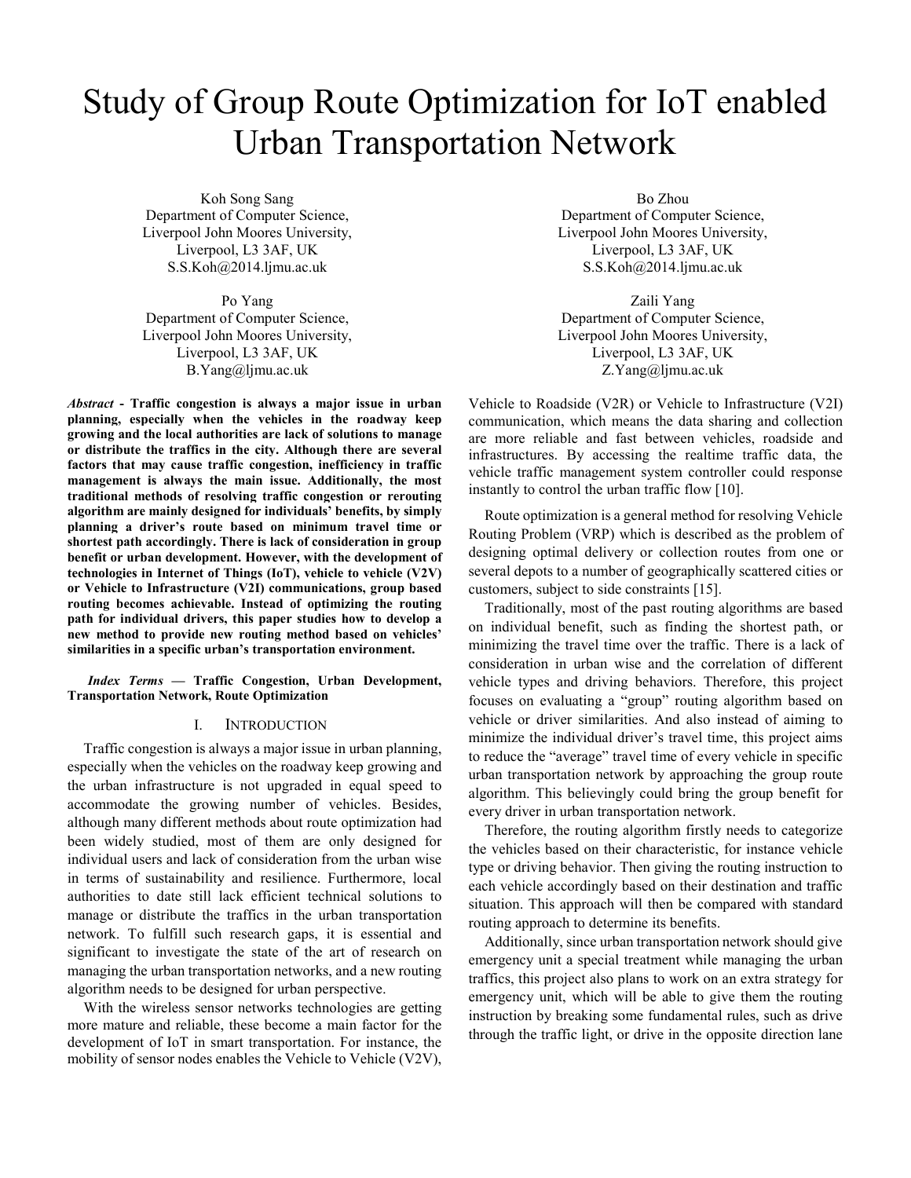# Study of Group Route Optimization for IoT enabled Urban Transportation Network

Koh Song Sang
Department of Computer Science,
Liverpool John Moores University,
Liverpool, L3 3AF, UK
S.S.Koh@2014.ljmu.ac.uk

Bo Zhou
Department of Computer Science,
Liverpool John Moores University,
Liverpool, L3 3AF, UK
S.S.Koh@2014.ljmu.ac.uk

Po Yang
Department of Computer Science,
Liverpool John Moores University,
Liverpool, L3 3AF, UK
B.Yang@ljmu.ac.uk

Zaili Yang
Department of Computer Science,
Liverpool John Moores University,
Liverpool, L3 3AF, UK
Z.Yang@ljmu.ac.uk

***Abstract* - Traffic congestion is always a major issue in urban planning, especially when the vehicles in the roadway keep growing and the local authorities are lack of solutions to manage or distribute the traffics in the city. Although there are several factors that may cause traffic congestion, inefficiency in traffic management is always the main issue. Additionally, the most traditional methods of resolving traffic congestion or rerouting algorithm are mainly designed for individuals' benefits, by simply planning a driver's route based on minimum travel time or shortest path accordingly. There is lack of consideration in group benefit or urban development. However, with the development of technologies in Internet of Things (IoT), vehicle to vehicle (V2V) or Vehicle to Infrastructure (V2I) communications, group based routing becomes achievable. Instead of optimizing the routing path for individual drivers, this paper studies how to develop a new method to provide new routing method based on vehicles' similarities in a specific urban's transportation environment.**

***Index Terms* — Traffic Congestion, Urban Development, Transportation Network, Route Optimization**

## I. Introduction

Traffic congestion is always a major issue in urban planning, especially when the vehicles on the roadway keep growing and the urban infrastructure is not upgraded in equal speed to accommodate the growing number of vehicles. Besides, although many different methods about route optimization had been widely studied, most of them are only designed for individual users and lack of consideration from the urban wise in terms of sustainability and resilience. Furthermore, local authorities to date still lack efficient technical solutions to manage or distribute the traffics in the urban transportation network. To fulfill such research gaps, it is essential and significant to investigate the state of the art of research on managing the urban transportation networks, and a new routing algorithm needs to be designed for urban perspective.

With the wireless sensor networks technologies are getting more mature and reliable, these become a main factor for the development of IoT in smart transportation. For instance, the mobility of sensor nodes enables the Vehicle to Vehicle (V2V), Vehicle to Roadside (V2R) or Vehicle to Infrastructure (V2I) communication, which means the data sharing and collection are more reliable and fast between vehicles, roadside and infrastructures. By accessing the realtime traffic data, the vehicle traffic management system controller could response instantly to control the urban traffic flow [10].

Route optimization is a general method for resolving Vehicle Routing Problem (VRP) which is described as the problem of designing optimal delivery or collection routes from one or several depots to a number of geographically scattered cities or customers, subject to side constraints [15].

Traditionally, most of the past routing algorithms are based on individual benefit, such as finding the shortest path, or minimizing the travel time over the traffic. There is a lack of consideration in urban wise and the correlation of different vehicle types and driving behaviors. Therefore, this project focuses on evaluating a "group" routing algorithm based on vehicle or driver similarities. And also instead of aiming to minimize the individual driver's travel time, this project aims to reduce the "average" travel time of every vehicle in specific urban transportation network by approaching the group route algorithm. This believingly could bring the group benefit for every driver in urban transportation network.

Therefore, the routing algorithm firstly needs to categorize the vehicles based on their characteristic, for instance vehicle type or driving behavior. Then giving the routing instruction to each vehicle accordingly based on their destination and traffic situation. This approach will then be compared with standard routing approach to determine its benefits.

Additionally, since urban transportation network should give emergency unit a special treatment while managing the urban traffics, this project also plans to work on an extra strategy for emergency unit, which will be able to give them the routing instruction by breaking some fundamental rules, such as drive through the traffic light, or drive in the opposite direction lane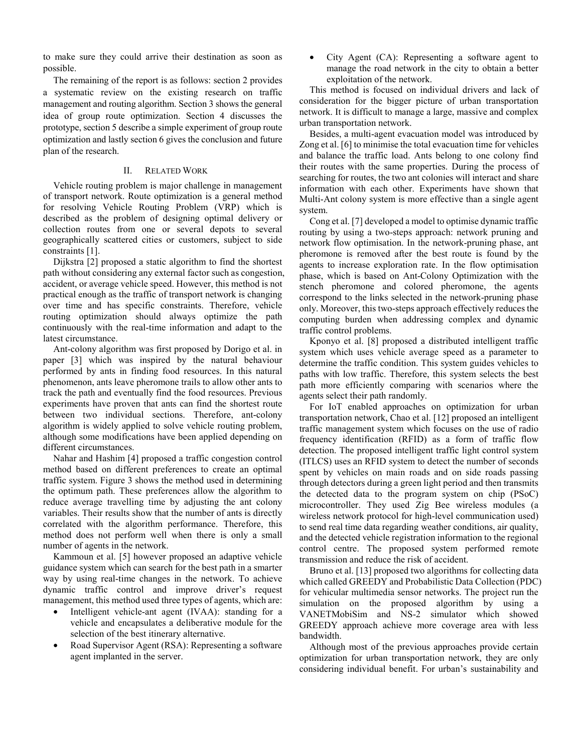to make sure they could arrive their destination as soon as possible.

The remaining of the report is as follows: section 2 provides a systematic review on the existing research on traffic management and routing algorithm. Section 3 shows the general idea of group route optimization. Section 4 discusses the prototype, section 5 describe a simple experiment of group route optimization and lastly section 6 gives the conclusion and future plan of the research.

## II. Related Work

Vehicle routing problem is major challenge in management of transport network. Route optimization is a general method for resolving Vehicle Routing Problem (VRP) which is described as the problem of designing optimal delivery or collection routes from one or several depots to several geographically scattered cities or customers, subject to side constraints [1].

Dijkstra [2] proposed a static algorithm to find the shortest path without considering any external factor such as congestion, accident, or average vehicle speed. However, this method is not practical enough as the traffic of transport network is changing over time and has specific constraints. Therefore, vehicle routing optimization should always optimize the path continuously with the real-time information and adapt to the latest circumstance.

Ant-colony algorithm was first proposed by Dorigo et al. in paper [3] which was inspired by the natural behaviour performed by ants in finding food resources. In this natural phenomenon, ants leave pheromone trails to allow other ants to track the path and eventually find the food resources. Previous experiments have proven that ants can find the shortest route between two individual sections. Therefore, ant-colony algorithm is widely applied to solve vehicle routing problem, although some modifications have been applied depending on different circumstances.

Nahar and Hashim [4] proposed a traffic congestion control method based on different preferences to create an optimal traffic system. Figure 3 shows the method used in determining the optimum path. These preferences allow the algorithm to reduce average travelling time by adjusting the ant colony variables. Their results show that the number of ants is directly correlated with the algorithm performance. Therefore, this method does not perform well when there is only a small number of agents in the network.

Kammoun et al. [5] however proposed an adaptive vehicle guidance system which can search for the best path in a smarter way by using real-time changes in the network. To achieve dynamic traffic control and improve driver's request management, this method used three types of agents, which are:

- Intelligent vehicle-ant agent (IVAA): standing for a vehicle and encapsulates a deliberative module for the selection of the best itinerary alternative.
- Road Supervisor Agent (RSA): Representing a software agent implanted in the server.
- City Agent (CA): Representing a software agent to manage the road network in the city to obtain a better exploitation of the network.

This method is focused on individual drivers and lack of consideration for the bigger picture of urban transportation network. It is difficult to manage a large, massive and complex urban transportation network.

Besides, a multi-agent evacuation model was introduced by Zong et al. [6] to minimise the total evacuation time for vehicles and balance the traffic load. Ants belong to one colony find their routes with the same properties. During the process of searching for routes, the two ant colonies will interact and share information with each other. Experiments have shown that Multi-Ant colony system is more effective than a single agent system.

Cong et al. [7] developed a model to optimise dynamic traffic routing by using a two-steps approach: network pruning and network flow optimisation. In the network-pruning phase, ant pheromone is removed after the best route is found by the agents to increase exploration rate. In the flow optimisation phase, which is based on Ant-Colony Optimization with the stench pheromone and colored pheromone, the agents correspond to the links selected in the network-pruning phase only. Moreover, this two-steps approach effectively reduces the computing burden when addressing complex and dynamic traffic control problems.

Kponyo et al. [8] proposed a distributed intelligent traffic system which uses vehicle average speed as a parameter to determine the traffic condition. This system guides vehicles to paths with low traffic. Therefore, this system selects the best path more efficiently comparing with scenarios where the agents select their path randomly.

For IoT enabled approaches on optimization for urban transportation network, Chao et al. [12] proposed an intelligent traffic management system which focuses on the use of radio frequency identification (RFID) as a form of traffic flow detection. The proposed intelligent traffic light control system (ITLCS) uses an RFID system to detect the number of seconds spent by vehicles on main roads and on side roads passing through detectors during a green light period and then transmits the detected data to the program system on chip (PSoC) microcontroller. They used Zig Bee wireless modules (a wireless network protocol for high-level communication used) to send real time data regarding weather conditions, air quality, and the detected vehicle registration information to the regional control centre. The proposed system performed remote transmission and reduce the risk of accident.

Bruno et al. [13] proposed two algorithms for collecting data which called GREEDY and Probabilistic Data Collection (PDC) for vehicular multimedia sensor networks. The project run the simulation on the proposed algorithm by using a VANETMobiSim and NS-2 simulator which showed GREEDY approach achieve more coverage area with less bandwidth.

Although most of the previous approaches provide certain optimization for urban transportation network, they are only considering individual benefit. For urban's sustainability and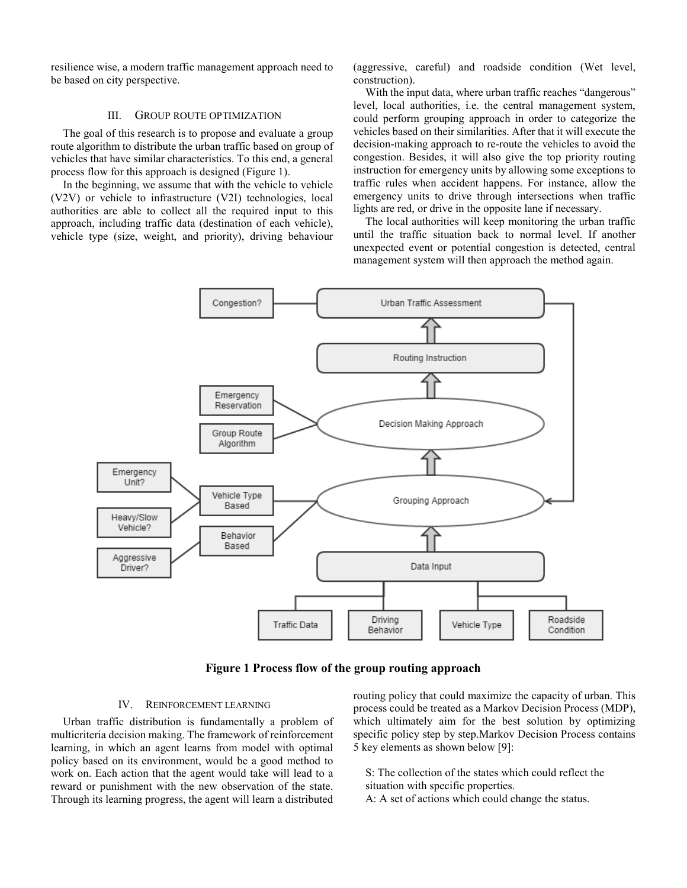resilience wise, a modern traffic management approach need to be based on city perspective.

## III. Group Route Optimization

The goal of this research is to propose and evaluate a group route algorithm to distribute the urban traffic based on group of vehicles that have similar characteristics. To this end, a general process flow for this approach is designed (Figure 1).

In the beginning, we assume that with the vehicle to vehicle (V2V) or vehicle to infrastructure (V2I) technologies, local authorities are able to collect all the required input to this approach, including traffic data (destination of each vehicle), vehicle type (size, weight, and priority), driving behaviour (aggressive, careful) and roadside condition (Wet level, construction).

With the input data, where urban traffic reaches "dangerous" level, local authorities, i.e. the central management system, could perform grouping approach in order to categorize the vehicles based on their similarities. After that it will execute the decision-making approach to re-route the vehicles to avoid the congestion. Besides, it will also give the top priority routing instruction for emergency units by allowing some exceptions to traffic rules when accident happens. For instance, allow the emergency units to drive through intersections when traffic lights are red, or drive in the opposite lane if necessary.

The local authorities will keep monitoring the urban traffic until the traffic situation back to normal level. If another unexpected event or potential congestion is detected, central management system will then approach the method again.

**Figure 1 Process flow of the group routing approach**

## IV. Reinforcement Learning

Urban traffic distribution is fundamentally a problem of multicriteria decision making. The framework of reinforcement learning, in which an agent learns from model with optimal policy based on its environment, would be a good method to work on. Each action that the agent would take will lead to a reward or punishment with the new observation of the state. Through its learning progress, the agent will learn a distributed routing policy that could maximize the capacity of urban. This process could be treated as a Markov Decision Process (MDP), which ultimately aim for the best solution by optimizing specific policy step by step.Markov Decision Process contains 5 key elements as shown below [9]:

S: The collection of the states which could reflect the situation with specific properties.

A: A set of actions which could change the status.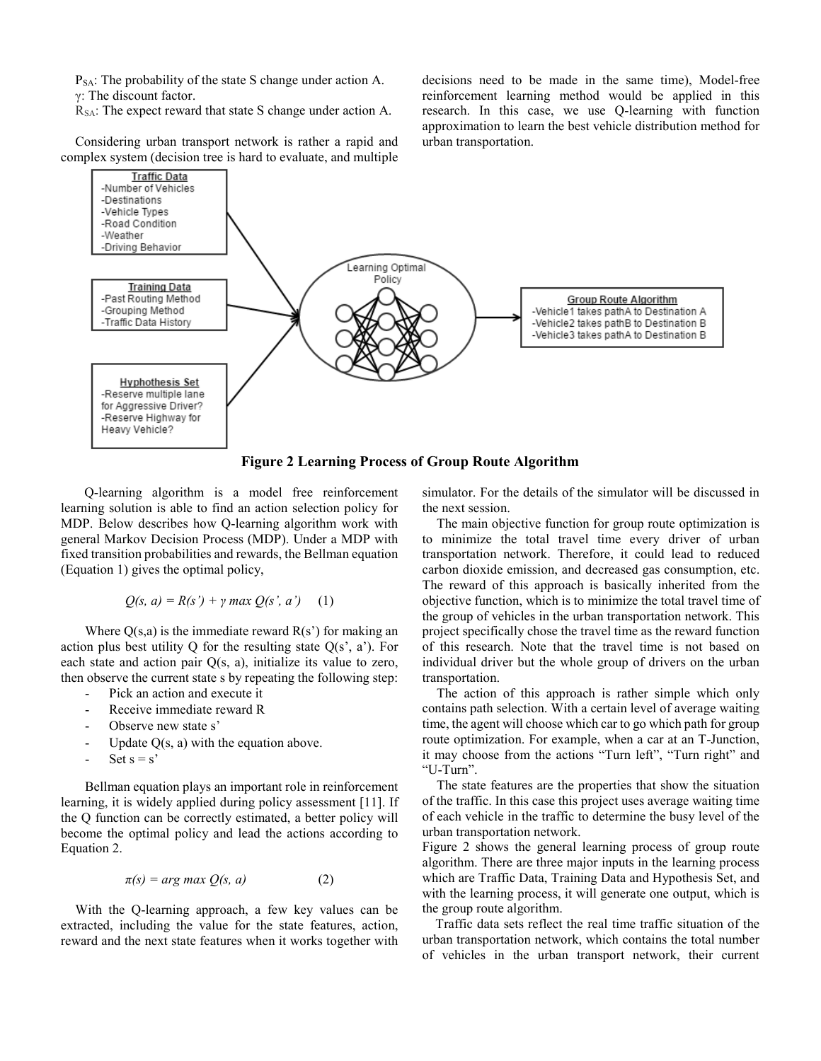$P_{SA}$: The probability of the state S change under action A.

γ: The discount factor.

$R_{SA}$: The expect reward that state S change under action A.

Considering urban transport network is rather a rapid and complex system (decision tree is hard to evaluate, and multiple decisions need to be made in the same time), Model-free reinforcement learning method would be applied in this research. In this case, we use Q-learning with function approximation to learn the best vehicle distribution method for urban transportation.

Traffic Data
-Number of Vehicles
-Destinations
-Vehicle Types
-Road Condition
-Weather
-Driving Behavior

Training Data
-Past Routing Method
-Grouping Method
-Traffic Data History

Hyphothesis Set
-Reserve multiple lane for Aggressive Driver?
-Reserve Highway for Heavy Vehicle?

Learning Optimal Policy

Group Route Algorithm
-Vehicle1 takes pathA to Destination A
-Vehicle2 takes pathB to Destination B
-Vehicle3 takes pathA to Destination B

**Figure 2 Learning Process of Group Route Algorithm**

Q-learning algorithm is a model free reinforcement learning solution is able to find an action selection policy for MDP. Below describes how Q-learning algorithm work with general Markov Decision Process (MDP). Under a MDP with fixed transition probabilities and rewards, the Bellman equation (Equation 1) gives the optimal policy,

$$Q(s, a) = R(s') + \gamma \max Q(s', a') \quad (1)$$

Where Q(s,a) is the immediate reward R(s') for making an action plus best utility Q for the resulting state Q(s', a'). For each state and action pair Q(s, a), initialize its value to zero, then observe the current state s by repeating the following step:

- Pick an action and execute it
- Receive immediate reward R
- Observe new state s'
- Update Q(s, a) with the equation above.
- Set s = s'

Bellman equation plays an important role in reinforcement learning, it is widely applied during policy assessment [11]. If the Q function can be correctly estimated, a better policy will become the optimal policy and lead the actions according to Equation 2.

$$\pi(s) = \arg\max Q(s, a) \quad (2)$$

With the Q-learning approach, a few key values can be extracted, including the value for the state features, action, reward and the next state features when it works together with simulator. For the details of the simulator will be discussed in the next session.

The main objective function for group route optimization is to minimize the total travel time every driver of urban transportation network. Therefore, it could lead to reduced carbon dioxide emission, and decreased gas consumption, etc. The reward of this approach is basically inherited from the objective function, which is to minimize the total travel time of the group of vehicles in the urban transportation network. This project specifically chose the travel time as the reward function of this research. Note that the travel time is not based on individual driver but the whole group of drivers on the urban transportation.

The action of this approach is rather simple which only contains path selection. With a certain level of average waiting time, the agent will choose which car to go which path for group route optimization. For example, when a car at an T-Junction, it may choose from the actions "Turn left", "Turn right" and "U-Turn".

The state features are the properties that show the situation of the traffic. In this case this project uses average waiting time of each vehicle in the traffic to determine the busy level of the urban transportation network.

Figure 2 shows the general learning process of group route algorithm. There are three major inputs in the learning process which are Traffic Data, Training Data and Hypothesis Set, and with the learning process, it will generate one output, which is the group route algorithm.

Traffic data sets reflect the real time traffic situation of the urban transportation network, which contains the total number of vehicles in the urban transport network, their current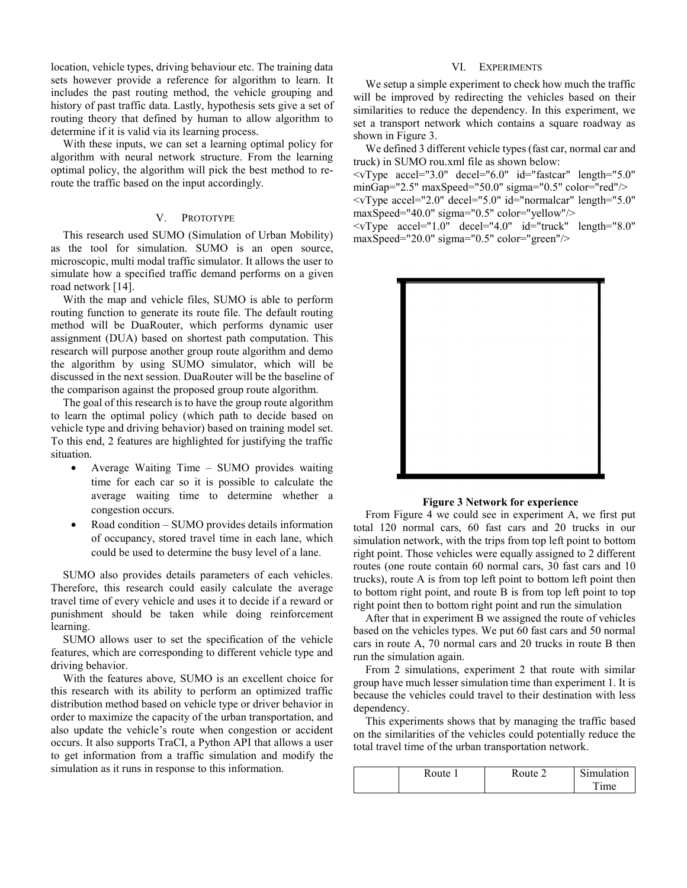location, vehicle types, driving behaviour etc. The training data sets however provide a reference for algorithm to learn. It includes the past routing method, the vehicle grouping and history of past traffic data. Lastly, hypothesis sets give a set of routing theory that defined by human to allow algorithm to determine if it is valid via its learning process.

With these inputs, we can set a learning optimal policy for algorithm with neural network structure. From the learning optimal policy, the algorithm will pick the best method to re-route the traffic based on the input accordingly.

## V. PROTOTYPE

This research used SUMO (Simulation of Urban Mobility) as the tool for simulation. SUMO is an open source, microscopic, multi modal traffic simulator. It allows the user to simulate how a specified traffic demand performs on a given road network [14].

With the map and vehicle files, SUMO is able to perform routing function to generate its route file. The default routing method will be DuaRouter, which performs dynamic user assignment (DUA) based on shortest path computation. This research will purpose another group route algorithm and demo the algorithm by using SUMO simulator, which will be discussed in the next session. DuaRouter will be the baseline of the comparison against the proposed group route algorithm.

The goal of this research is to have the group route algorithm to learn the optimal policy (which path to decide based on vehicle type and driving behavior) based on training model set. To this end, 2 features are highlighted for justifying the traffic situation.

- Average Waiting Time – SUMO provides waiting time for each car so it is possible to calculate the average waiting time to determine whether a congestion occurs.
- Road condition – SUMO provides details information of occupancy, stored travel time in each lane, which could be used to determine the busy level of a lane.

SUMO also provides details parameters of each vehicles. Therefore, this research could easily calculate the average travel time of every vehicle and uses it to decide if a reward or punishment should be taken while doing reinforcement learning.

SUMO allows user to set the specification of the vehicle features, which are corresponding to different vehicle type and driving behavior.

With the features above, SUMO is an excellent choice for this research with its ability to perform an optimized traffic distribution method based on vehicle type or driver behavior in order to maximize the capacity of the urban transportation, and also update the vehicle's route when congestion or accident occurs. It also supports TraCI, a Python API that allows a user to get information from a traffic simulation and modify the simulation as it runs in response to this information.

## VI. EXPERIMENTS

We setup a simple experiment to check how much the traffic will be improved by redirecting the vehicles based on their similarities to reduce the dependency. In this experiment, we set a transport network which contains a square roadway as shown in Figure 3.

We defined 3 different vehicle types (fast car, normal car and truck) in SUMO rou.xml file as shown below:

```
<vType accel="3.0" decel="6.0" id="fastcar" length="5.0" minGap="2.5" maxSpeed="50.0" sigma="0.5" color="red"/>
<vType accel="2.0" decel="5.0" id="normalcar" length="5.0" maxSpeed="40.0" sigma="0.5" color="yellow"/>
<vType accel="1.0" decel="4.0" id="truck" length="8.0" maxSpeed="20.0" sigma="0.5" color="green"/>
```

**Figure 3 Network for experience**

From Figure 4 we could see in experiment A, we first put total 120 normal cars, 60 fast cars and 20 trucks in our simulation network, with the trips from top left point to bottom right point. Those vehicles were equally assigned to 2 different routes (one route contain 60 normal cars, 30 fast cars and 10 trucks), route A is from top left point to bottom left point then to bottom right point, and route B is from top left point to top right point then to bottom right point and run the simulation

After that in experiment B we assigned the route of vehicles based on the vehicles types. We put 60 fast cars and 50 normal cars in route A, 70 normal cars and 20 trucks in route B then run the simulation again.

From 2 simulations, experiment 2 that route with similar group have much lesser simulation time than experiment 1. It is because the vehicles could travel to their destination with less dependency.

This experiments shows that by managing the traffic based on the similarities of the vehicles could potentially reduce the total travel time of the urban transportation network.

| | Route 1 | Route 2 | Simulation Time |
|---|---|---|---|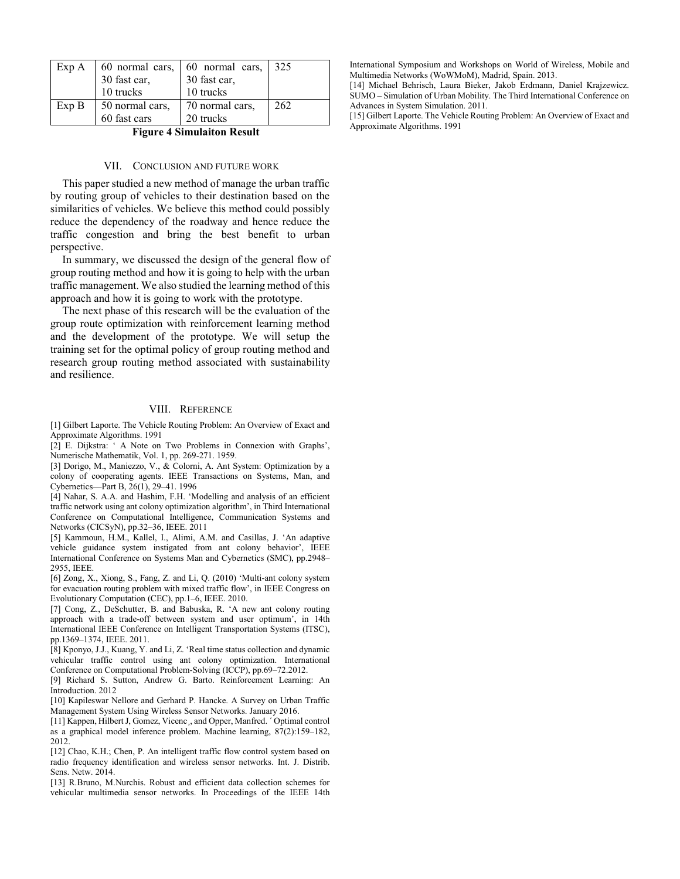| | | | |
|---|---|---|---|
| Exp A | 60 normal cars, 30 fast car, 10 trucks | 60 normal cars, 30 fast car, 10 trucks | 325 |
| Exp B | 50 normal cars, 60 fast cars | 70 normal cars, 20 trucks | 262 |

**Figure 4 Simulaiton Result**

## VII. Conclusion and Future Work

This paper studied a new method of manage the urban traffic by routing group of vehicles to their destination based on the similarities of vehicles. We believe this method could possibly reduce the dependency of the roadway and hence reduce the traffic congestion and bring the best benefit to urban perspective.

In summary, we discussed the design of the general flow of group routing method and how it is going to help with the urban traffic management. We also studied the learning method of this approach and how it is going to work with the prototype.

The next phase of this research will be the evaluation of the group route optimization with reinforcement learning method and the development of the prototype. We will setup the training set for the optimal policy of group routing method and research group routing method associated with sustainability and resilience.

## VIII. Reference

[1] Gilbert Laporte. The Vehicle Routing Problem: An Overview of Exact and Approximate Algorithms. 1991

[2] E. Dijkstra: ' A Note on Two Problems in Connexion with Graphs', Numerische Mathematik, Vol. 1, pp. 269-271. 1959.

[3] Dorigo, M., Maniezzo, V., & Colorni, A. Ant System: Optimization by a colony of cooperating agents. IEEE Transactions on Systems, Man, and Cybernetics—Part B, 26(1), 29–41. 1996

[4] Nahar, S. A.A. and Hashim, F.H. 'Modelling and analysis of an efficient traffic network using ant colony optimization algorithm', in Third International Conference on Computational Intelligence, Communication Systems and Networks (CICSyN), pp.32–36, IEEE. 2011

[5] Kammoun, H.M., Kallel, I., Alimi, A.M. and Casillas, J. 'An adaptive vehicle guidance system instigated from ant colony behavior', IEEE International Conference on Systems Man and Cybernetics (SMC), pp.2948–2955, IEEE.

[6] Zong, X., Xiong, S., Fang, Z. and Li, Q. (2010) 'Multi-ant colony system for evacuation routing problem with mixed traffic flow', in IEEE Congress on Evolutionary Computation (CEC), pp.1–6, IEEE. 2010.

[7] Cong, Z., DeSchutter, B. and Babuska, R. 'A new ant colony routing approach with a trade-off between system and user optimum', in 14th International IEEE Conference on Intelligent Transportation Systems (ITSC), pp.1369–1374, IEEE. 2011.

[8] Kponyo, J.J., Kuang, Y. and Li, Z. 'Real time status collection and dynamic vehicular traffic control using ant colony optimization. International Conference on Computational Problem-Solving (ICCP), pp.69–72.2012.

[9] Richard S. Sutton, Andrew G. Barto. Reinforcement Learning: An Introduction. 2012

[10] Kapileswar Nellore and Gerhard P. Hancke. A Survey on Urban Traffic Management System Using Wireless Sensor Networks. January 2016.

[11] Kappen, Hilbert J, Gomez, Vicenc¸, and Opper, Manfred. ´ Optimal control as a graphical model inference problem. Machine learning, 87(2):159–182, 2012.

[12] Chao, K.H.; Chen, P. An intelligent traffic flow control system based on radio frequency identification and wireless sensor networks. Int. J. Distrib. Sens. Netw. 2014.

[13] R.Bruno, M.Nurchis. Robust and efficient data collection schemes for vehicular multimedia sensor networks. In Proceedings of the IEEE 14th International Symposium and Workshops on World of Wireless, Mobile and Multimedia Networks (WoWMoM), Madrid, Spain. 2013.

[14] Michael Behrisch, Laura Bieker, Jakob Erdmann, Daniel Krajzewicz. SUMO – Simulation of Urban Mobility. The Third International Conference on Advances in System Simulation. 2011.

[15] Gilbert Laporte. The Vehicle Routing Problem: An Overview of Exact and Approximate Algorithms. 1991